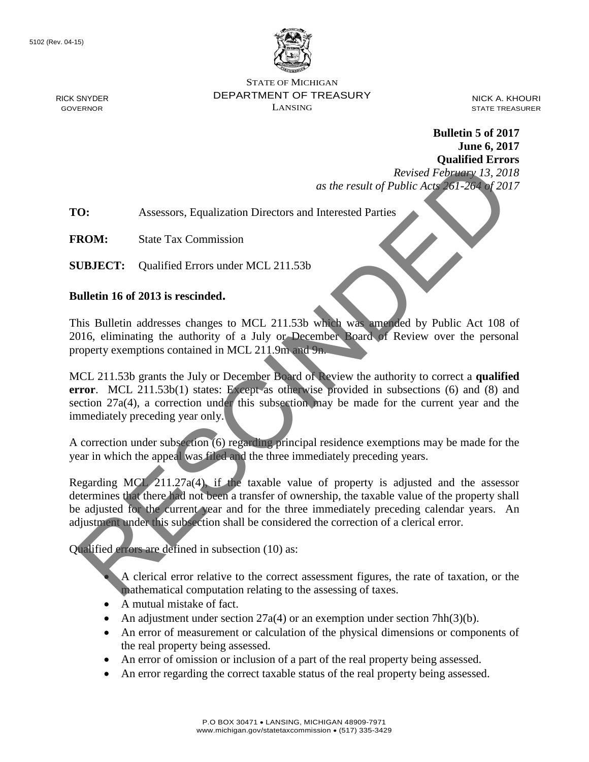5102 (Rev. 04-15)

STATE OF MICHIGAN
DEPARTMENT OF TREASURY
LANSING

RICK SNYDER
GOVERNOR

NICK A. KHOURI
STATE TREASURER

**Bulletin 5 of 2017**
**June 6, 2017**
**Qualified Errors**
*Revised February 13, 2018*
*as the result of Public Acts 261-264 of 2017*

RESCINDED

**TO:** Assessors, Equalization Directors and Interested Parties

**FROM:** State Tax Commission

**SUBJECT:** Qualified Errors under MCL 211.53b

**Bulletin 16 of 2013 is rescinded.**

This Bulletin addresses changes to MCL 211.53b which was amended by Public Act 108 of 2016, eliminating the authority of a July or December Board of Review over the personal property exemptions contained in MCL 211.9m and 9n.

MCL 211.53b grants the July or December Board of Review the authority to correct a **qualified error**. MCL 211.53b(1) states: Except as otherwise provided in subsections (6) and (8) and section 27a(4), a correction under this subsection may be made for the current year and the immediately preceding year only.

A correction under subsection (6) regarding principal residence exemptions may be made for the year in which the appeal was filed and the three immediately preceding years.

Regarding MCL 211.27a(4), if the taxable value of property is adjusted and the assessor determines that there had not been a transfer of ownership, the taxable value of the property shall be adjusted for the current year and for the three immediately preceding calendar years. An adjustment under this subsection shall be considered the correction of a clerical error.

Qualified errors are defined in subsection (10) as:

- A clerical error relative to the correct assessment figures, the rate of taxation, or the mathematical computation relating to the assessing of taxes.
- A mutual mistake of fact.
- An adjustment under section 27a(4) or an exemption under section 7hh(3)(b).
- An error of measurement or calculation of the physical dimensions or components of the real property being assessed.
- An error of omission or inclusion of a part of the real property being assessed.
- An error regarding the correct taxable status of the real property being assessed.

P.O BOX 30471 • LANSING, MICHIGAN 48909-7971
www.michigan.gov/statetaxcommission • (517) 335-3429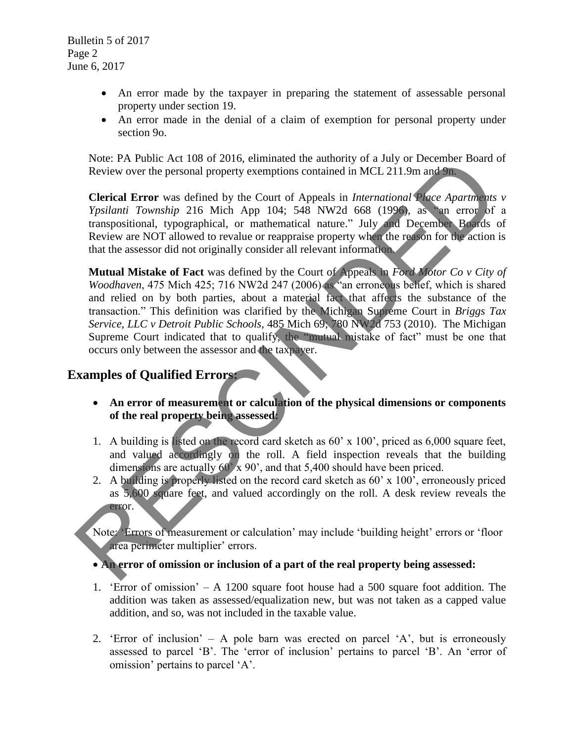- An error made by the taxpayer in preparing the statement of assessable personal property under section 19.
- An error made in the denial of a claim of exemption for personal property under section 9o.

Note: PA Public Act 108 of 2016, eliminated the authority of a July or December Board of Review over the personal property exemptions contained in MCL 211.9m and 9n.

**Clerical Error** was defined by the Court of Appeals in *International Place Apartments v Ypsilanti Township* 216 Mich App 104; 548 NW2d 668 (1996), as "an error of a transpositional, typographical, or mathematical nature." July and December Boards of Review are NOT allowed to revalue or reappraise property when the reason for the action is that the assessor did not originally consider all relevant information.

**Mutual Mistake of Fact** was defined by the Court of Appeals in *Ford Motor Co v City of Woodhaven*, 475 Mich 425; 716 NW2d 247 (2006) as "an erroneous belief, which is shared and relied on by both parties, about a material fact that affects the substance of the transaction." This definition was clarified by the Michigan Supreme Court in *Briggs Tax Service, LLC v Detroit Public Schools*, 485 Mich 69; 780 NW2d 753 (2010). The Michigan Supreme Court indicated that to qualify, the "mutual mistake of fact" must be one that occurs only between the assessor and the taxpayer.

## Examples of Qualified Errors:

- **An error of measurement or calculation of the physical dimensions or components of the real property being assessed:**

1. A building is listed on the record card sketch as 60' x 100', priced as 6,000 square feet, and valued accordingly on the roll. A field inspection reveals that the building dimensions are actually 60' x 90', and that 5,400 should have been priced.
2. A building is properly listed on the record card sketch as 60' x 100', erroneously priced as 5,600 square feet, and valued accordingly on the roll. A desk review reveals the error.

Note: 'Errors of measurement or calculation' may include 'building height' errors or 'floor area perimeter multiplier' errors.

- **An error of omission or inclusion of a part of the real property being assessed:**

1. 'Error of omission' – A 1200 square foot house had a 500 square foot addition. The addition was taken as assessed/equalization new, but was not taken as a capped value addition, and so, was not included in the taxable value.

2. 'Error of inclusion' – A pole barn was erected on parcel 'A', but is erroneously assessed to parcel 'B'. The 'error of inclusion' pertains to parcel 'B'. An 'error of omission' pertains to parcel 'A'.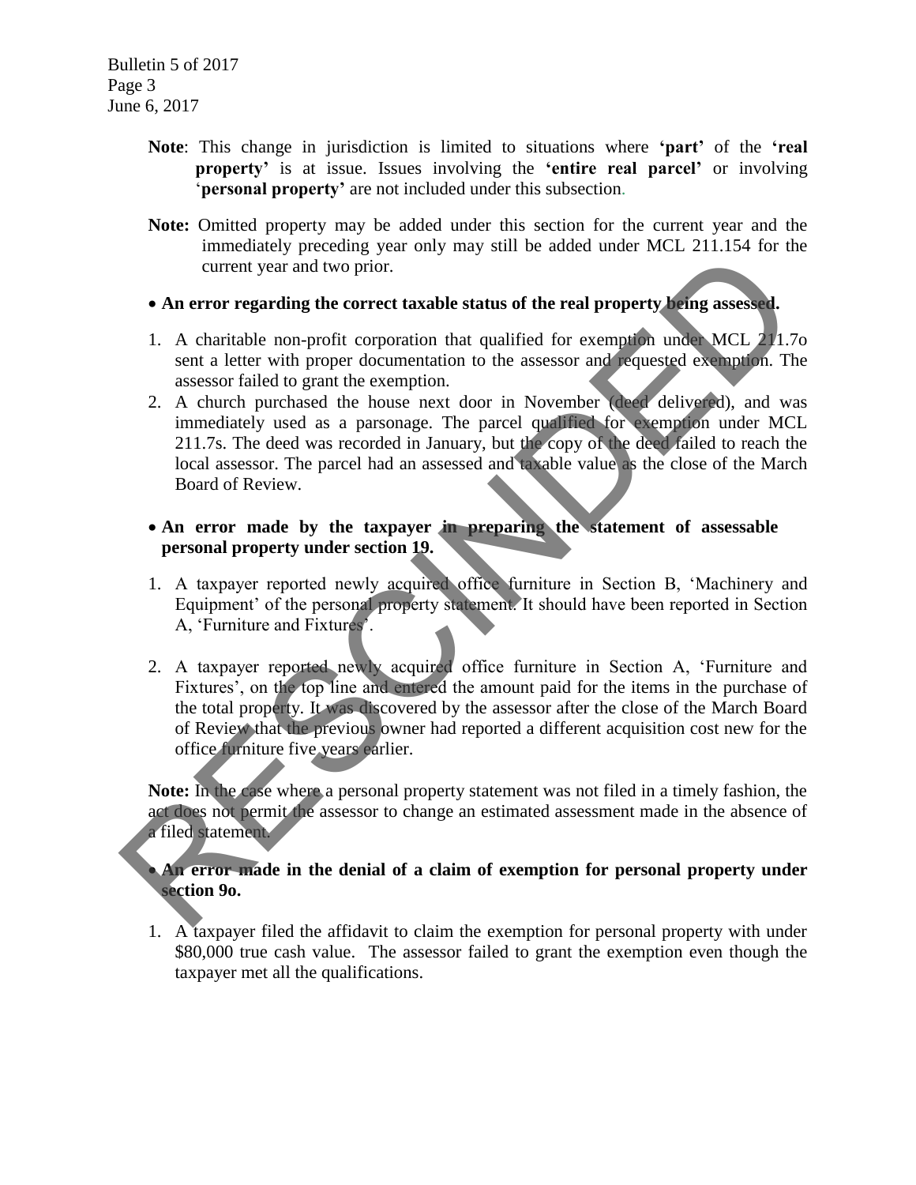**Note**: This change in jurisdiction is limited to situations where **'part'** of the **'real property'** is at issue. Issues involving the **'entire real parcel'** or involving '**personal property'** are not included under this subsection.

**Note:** Omitted property may be added under this section for the current year and the immediately preceding year only may still be added under MCL 211.154 for the current year and two prior.

- **An error regarding the correct taxable status of the real property being assessed.**

1. A charitable non-profit corporation that qualified for exemption under MCL 211.7o sent a letter with proper documentation to the assessor and requested exemption. The assessor failed to grant the exemption.
2. A church purchased the house next door in November (deed delivered), and was immediately used as a parsonage. The parcel qualified for exemption under MCL 211.7s. The deed was recorded in January, but the copy of the deed failed to reach the local assessor. The parcel had an assessed and taxable value as the close of the March Board of Review.

- **An error made by the taxpayer in preparing the statement of assessable personal property under section 19.**

1. A taxpayer reported newly acquired office furniture in Section B, 'Machinery and Equipment' of the personal property statement. It should have been reported in Section A, 'Furniture and Fixtures'.

2. A taxpayer reported newly acquired office furniture in Section A, 'Furniture and Fixtures', on the top line and entered the amount paid for the items in the purchase of the total property. It was discovered by the assessor after the close of the March Board of Review that the previous owner had reported a different acquisition cost new for the office furniture five years earlier.

**Note:** In the case where a personal property statement was not filed in a timely fashion, the act does not permit the assessor to change an estimated assessment made in the absence of a filed statement.

- **An error made in the denial of a claim of exemption for personal property under section 9o.**

1. A taxpayer filed the affidavit to claim the exemption for personal property with under $80,000 true cash value. The assessor failed to grant the exemption even though the taxpayer met all the qualifications.